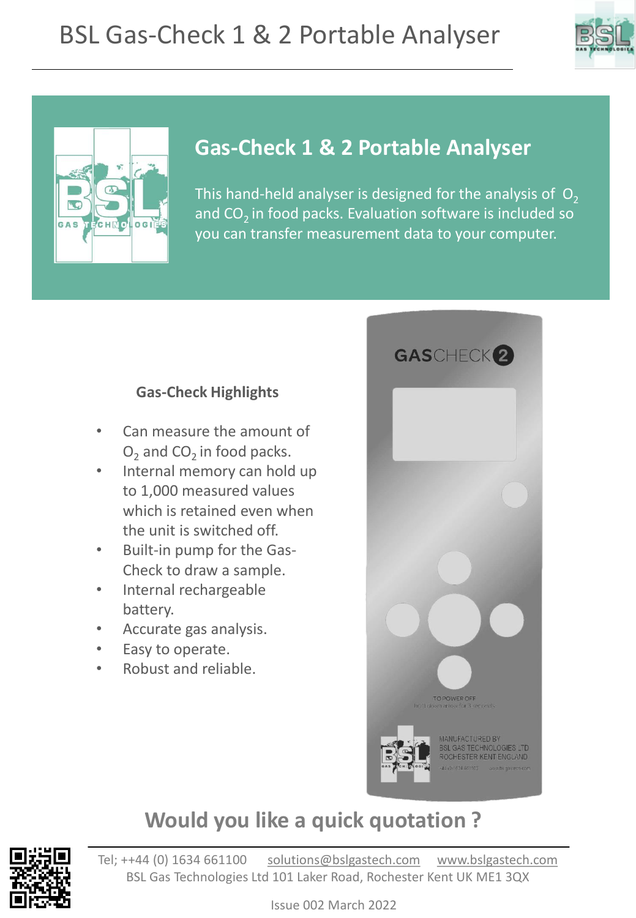# BSL Gas-Check 1 & 2 Portable Analyser

## Gas-Check 1 & 2 Portable Analyser

This hand-held analyser is designed for the analysis of $O_2$ and $CO_2$ in food packs. Evaluation software is included so you can transfer measurement data to your computer.

### Gas-Check Highlights

- Can measure the amount of $O_2$ and $CO_2$ in food packs.
- Internal memory can hold up to 1,000 measured values which is retained even when the unit is switched off.
- Built-in pump for the Gas-Check to draw a sample.
- Internal rechargeable battery.
- Accurate gas analysis.
- Easy to operate.
- Robust and reliable.

## Would you like a quick quotation ?

Tel; ++44 (0) 1634 661100 solutions@bslgastech.com www.bslgastech.com

BSL Gas Technologies Ltd 101 Laker Road, Rochester Kent UK ME1 3QX

Issue 002 March 2022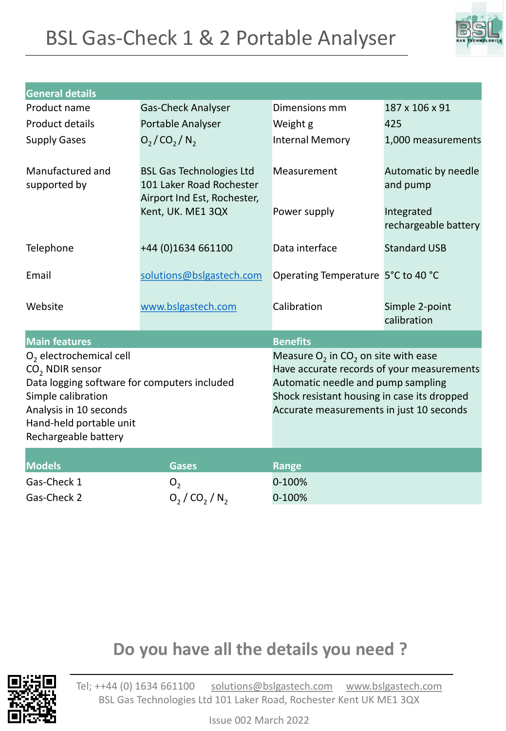# BSL Gas-Check 1 & 2 Portable Analyser

| General details | | | |
|---|---|---|---|
| Product name | Gas-Check Analyser | Dimensions mm | 187 x 106 x 91 |
| Product details | Portable Analyser | Weight g | 425 |
| Supply Gases | $O_2$ / $CO_2$ / $N_2$ | Internal Memory | 1,000 measurements |
| Manufactured and supported by | BSL Gas Technologies Ltd 101 Laker Road Rochester Airport Ind Est, Rochester, Kent, UK. ME1 3QX | Measurement | Automatic by needle and pump |
| | | Power supply | Integrated rechargeable battery |
| Telephone | +44 (0)1634 661100 | Data interface | Standard USB |
| Email | solutions@bslgastech.com | Operating Temperature | 5°C to 40 °C |
| Website | www.bslgastech.com | Calibration | Simple 2-point calibration |

| Main features | Benefits |
|---|---|
| $O_2$ electrochemical cell | Measure $O_2$ in $CO_2$ on site with ease |
| $CO_2$ NDIR sensor | Have accurate records of your measurements |
| Data logging software for computers included | Automatic needle and pump sampling |
| Simple calibration | Shock resistant housing in case its dropped |
| Analysis in 10 seconds | Accurate measurements in just 10 seconds |
| Hand-held portable unit | |
| Rechargeable battery | |

| Models | Gases | Range |
|---|---|---|
| Gas-Check 1 | $O_2$ | 0-100% |
| Gas-Check 2 | $O_2$ / $CO_2$ / $N_2$ | 0-100% |

## Do you have all the details you need ?

Tel; ++44 (0) 1634 661100 solutions@bslgastech.com www.bslgastech.com
BSL Gas Technologies Ltd 101 Laker Road, Rochester Kent UK ME1 3QX

Issue 002 March 2022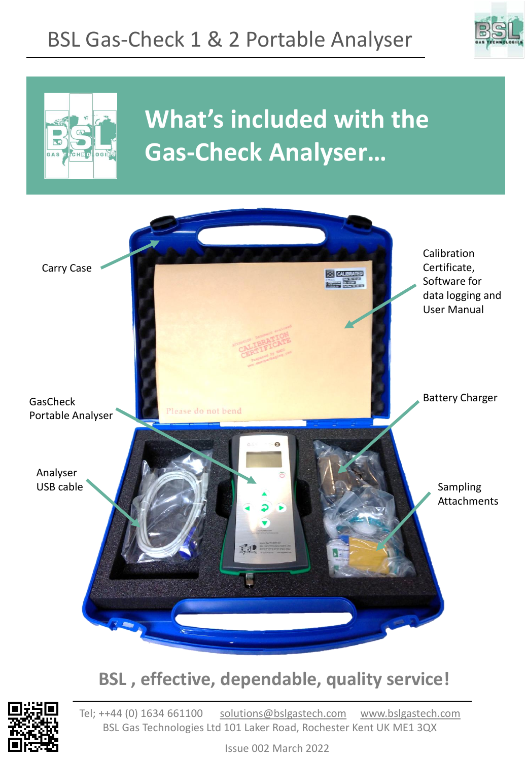# BSL Gas-Check 1 & 2 Portable Analyser

## What's included with the Gas-Check Analyser…

Carry Case

Calibration Certificate, Software for data logging and User Manual

GasCheck Portable Analyser

Battery Charger

Analyser USB cable

Sampling Attachments

**BSL , effective, dependable, quality service!**

Tel; ++44 (0) 1634 661100 solutions@bslgastech.com www.bslgastech.com

BSL Gas Technologies Ltd 101 Laker Road, Rochester Kent UK ME1 3QX

Issue 002 March 2022